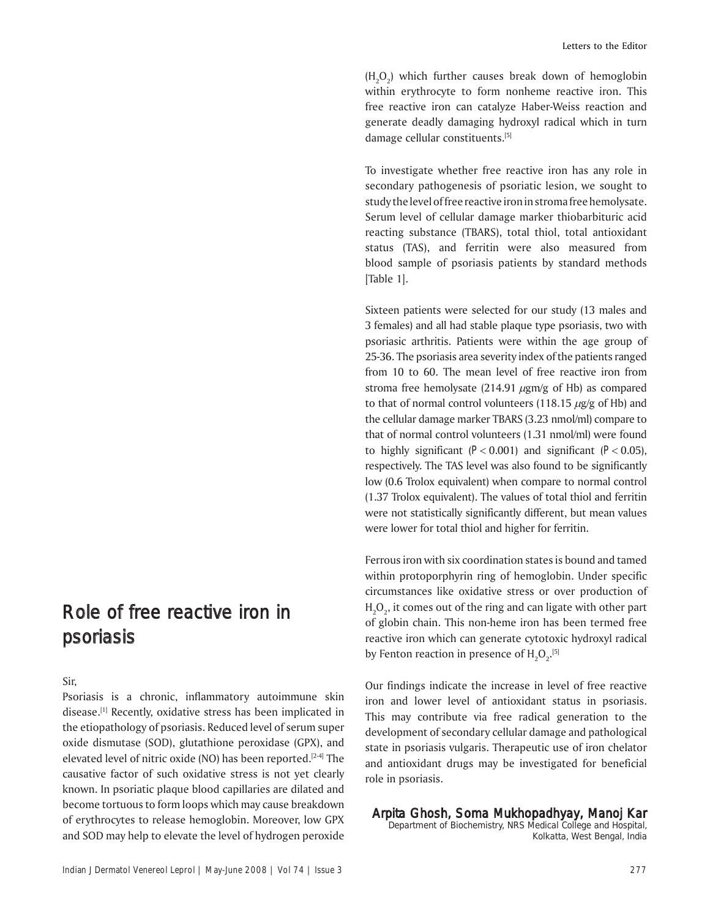# Role of free reactive iron in psoriasis

Sir,

Psoriasis is a chronic, inflammatory autoimmune skin disease.[1] Recently, oxidative stress has been implicated in the etiopathology of psoriasis. Reduced level of serum super oxide dismutase (SOD), glutathione peroxidase (GPX), and elevated level of nitric oxide (NO) has been reported.[2-4] The causative factor of such oxidative stress is not yet clearly known. In psoriatic plaque blood capillaries are dilated and become tortuous to form loops which may cause breakdown of erythrocytes to release hemoglobin. Moreover, low GPX and SOD may help to elevate the level of hydrogen peroxide ($H_2O_2$) which further causes break down of hemoglobin within erythrocyte to form nonheme reactive iron. This free reactive iron can catalyze Haber-Weiss reaction and generate deadly damaging hydroxyl radical which in turn damage cellular constituents.[5]

To investigate whether free reactive iron has any role in secondary pathogenesis of psoriatic lesion, we sought to study the level of free reactive iron in stroma free hemolysate. Serum level of cellular damage marker thiobarbituric acid reacting substance (TBARS), total thiol, total antioxidant status (TAS), and ferritin were also measured from blood sample of psoriasis patients by standard methods [Table 1].

Sixteen patients were selected for our study (13 males and 3 females) and all had stable plaque type psoriasis, two with psoriasic arthritis. Patients were within the age group of 25-36. The psoriasis area severity index of the patients ranged from 10 to 60. The mean level of free reactive iron from stroma free hemolysate (214.91 $\mu$gm/g of Hb) as compared to that of normal control volunteers (118.15 $\mu$g/g of Hb) and the cellular damage marker TBARS (3.23 nmol/ml) compare to that of normal control volunteers (1.31 nmol/ml) were found to highly significant ($P < 0.001$) and significant ($P < 0.05$), respectively. The TAS level was also found to be significantly low (0.6 Trolox equivalent) when compare to normal control (1.37 Trolox equivalent). The values of total thiol and ferritin were not statistically significantly different, but mean values were lower for total thiol and higher for ferritin.

Ferrous iron with six coordination states is bound and tamed within protoporphyrin ring of hemoglobin. Under specific circumstances like oxidative stress or over production of $H_2O_2$, it comes out of the ring and can ligate with other part of globin chain. This non-heme iron has been termed free reactive iron which can generate cytotoxic hydroxyl radical by Fenton reaction in presence of $H_2O_2$.[5]

Our findings indicate the increase in level of free reactive iron and lower level of antioxidant status in psoriasis. This may contribute via free radical generation to the development of secondary cellular damage and pathological state in psoriasis vulgaris. Therapeutic use of iron chelator and antioxidant drugs may be investigated for beneficial role in psoriasis.

**Arpita Ghosh, Soma Mukhopadhyay, Manoj Kar**

Department of Biochemistry, NRS Medical College and Hospital, Kolkatta, West Bengal, India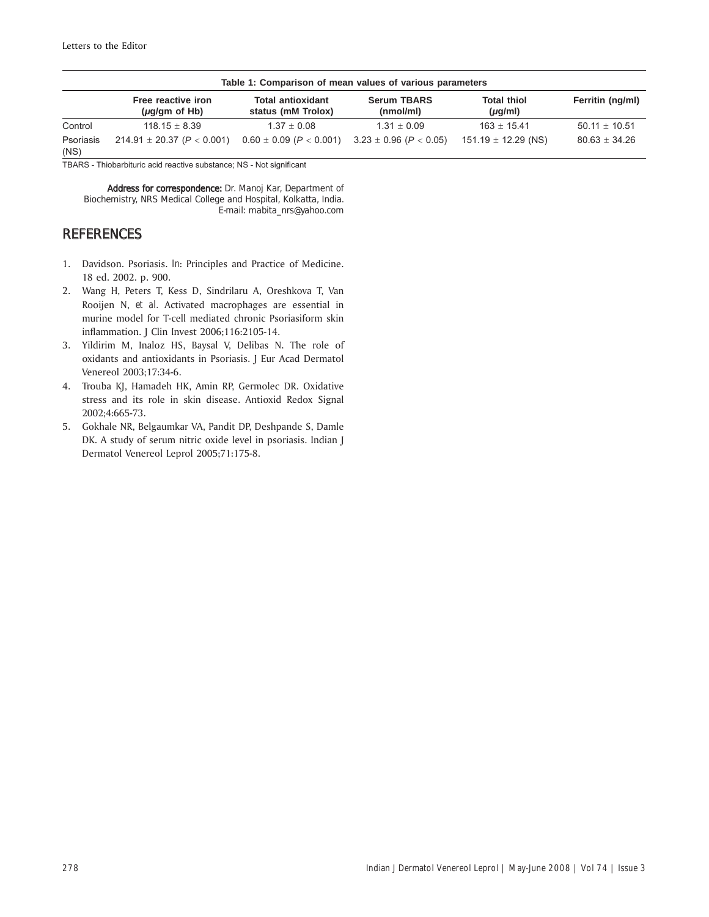**Table 1: Comparison of mean values of various parameters**

| | Free reactive iron ($\mu$g/gm of Hb) | Total antioxidant status (mM Trolox) | Serum TBARS (nmol/ml) | Total thiol ($\mu$g/ml) | Ferritin (ng/ml) |
|---|---|---|---|---|---|
| Control | 118.15 ± 8.39 | 1.37 ± 0.08 | 1.31 ± 0.09 | 163 ± 15.41 | 50.11 ± 10.51 |
| Psoriasis (NS) | 214.91 ± 20.37 ($P < 0.001$) | 0.60 ± 0.09 ($P < 0.001$) | 3.23 ± 0.96 ($P < 0.05$) | 151.19 ± 12.29 (NS) | 80.63 ± 34.26 |

TBARS - Thiobarbituric acid reactive substance; NS - Not significant

**Address for correspondence:** Dr. Manoj Kar, Department of Biochemistry, NRS Medical College and Hospital, Kolkatta, India. E-mail: mabita_nrs@yahoo.com

## REFERENCES

1. Davidson. Psoriasis. *In*: Principles and Practice of Medicine. 18 ed. 2002. p. 900.
2. Wang H, Peters T, Kess D, Sindrilaru A, Oreshkova T, Van Rooijen N, *et al*. Activated macrophages are essential in murine model for T-cell mediated chronic Psoriasiform skin inflammation. J Clin Invest 2006;116:2105-14.
3. Yildirim M, Inaloz HS, Baysal V, Delibas N. The role of oxidants and antioxidants in Psoriasis. J Eur Acad Dermatol Venereol 2003;17:34-6.
4. Trouba KJ, Hamadeh HK, Amin RP, Germolec DR. Oxidative stress and its role in skin disease. Antioxid Redox Signal 2002;4:665-73.
5. Gokhale NR, Belgaumkar VA, Pandit DP, Deshpande S, Damle DK. A study of serum nitric oxide level in psoriasis. Indian J Dermatol Venereol Leprol 2005;71:175-8.